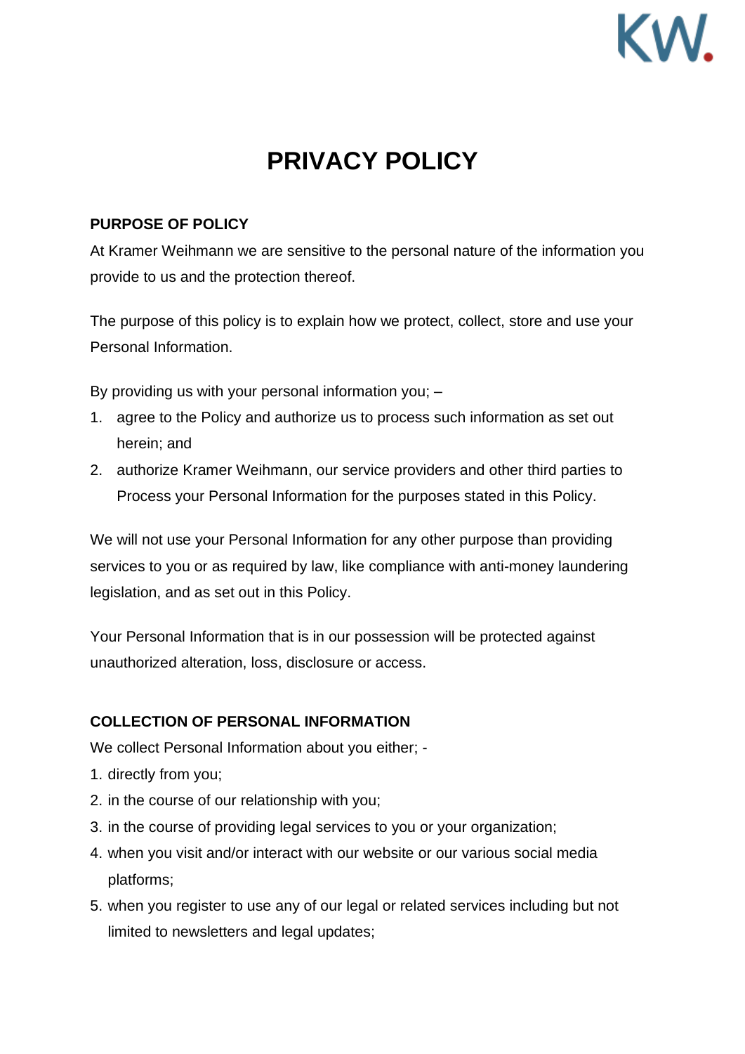# PRIVACY POLICY

**PURPOSE OF POLICY**

At Kramer Weihmann we are sensitive to the personal nature of the information you provide to us and the protection thereof.

The purpose of this policy is to explain how we protect, collect, store and use your Personal Information.

By providing us with your personal information you; –

1. agree to the Policy and authorize us to process such information as set out herein; and
2. authorize Kramer Weihmann, our service providers and other third parties to Process your Personal Information for the purposes stated in this Policy.

We will not use your Personal Information for any other purpose than providing services to you or as required by law, like compliance with anti-money laundering legislation, and as set out in this Policy.

Your Personal Information that is in our possession will be protected against unauthorized alteration, loss, disclosure or access.

**COLLECTION OF PERSONAL INFORMATION**

We collect Personal Information about you either; -

1. directly from you;
2. in the course of our relationship with you;
3. in the course of providing legal services to you or your organization;
4. when you visit and/or interact with our website or our various social media platforms;
5. when you register to use any of our legal or related services including but not limited to newsletters and legal updates;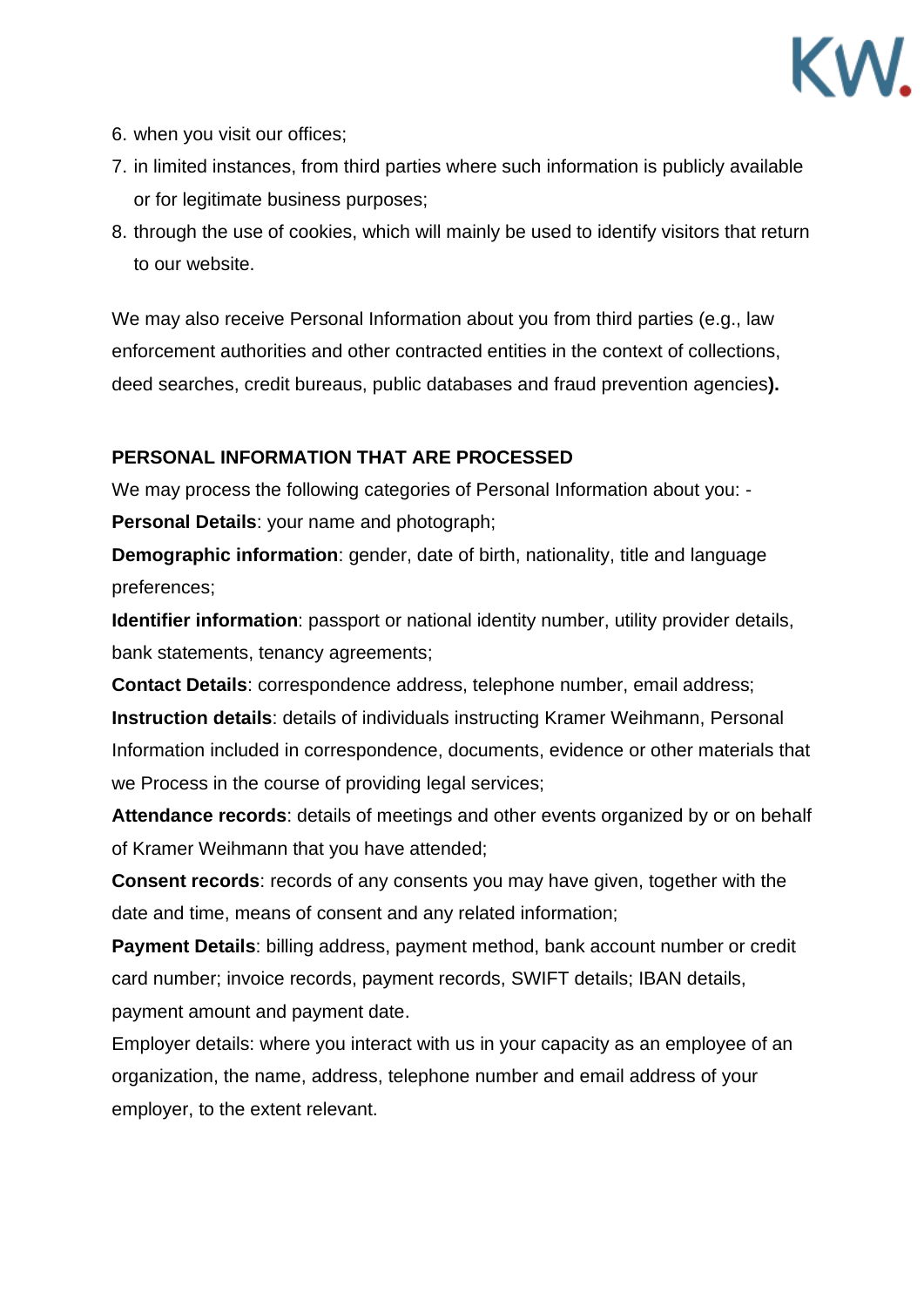6. when you visit our offices;
7. in limited instances, from third parties where such information is publicly available or for legitimate business purposes;
8. through the use of cookies, which will mainly be used to identify visitors that return to our website.

We may also receive Personal Information about you from third parties (e.g., law enforcement authorities and other contracted entities in the context of collections, deed searches, credit bureaus, public databases and fraud prevention agencies**).**

**PERSONAL INFORMATION THAT ARE PROCESSED**

We may process the following categories of Personal Information about you: -

**Personal Details**: your name and photograph;

**Demographic information**: gender, date of birth, nationality, title and language preferences;

**Identifier information**: passport or national identity number, utility provider details, bank statements, tenancy agreements;

**Contact Details**: correspondence address, telephone number, email address;

**Instruction details**: details of individuals instructing Kramer Weihmann, Personal Information included in correspondence, documents, evidence or other materials that we Process in the course of providing legal services;

**Attendance records**: details of meetings and other events organized by or on behalf of Kramer Weihmann that you have attended;

**Consent records**: records of any consents you may have given, together with the date and time, means of consent and any related information;

**Payment Details**: billing address, payment method, bank account number or credit card number; invoice records, payment records, SWIFT details; IBAN details, payment amount and payment date.

Employer details: where you interact with us in your capacity as an employee of an organization, the name, address, telephone number and email address of your employer, to the extent relevant.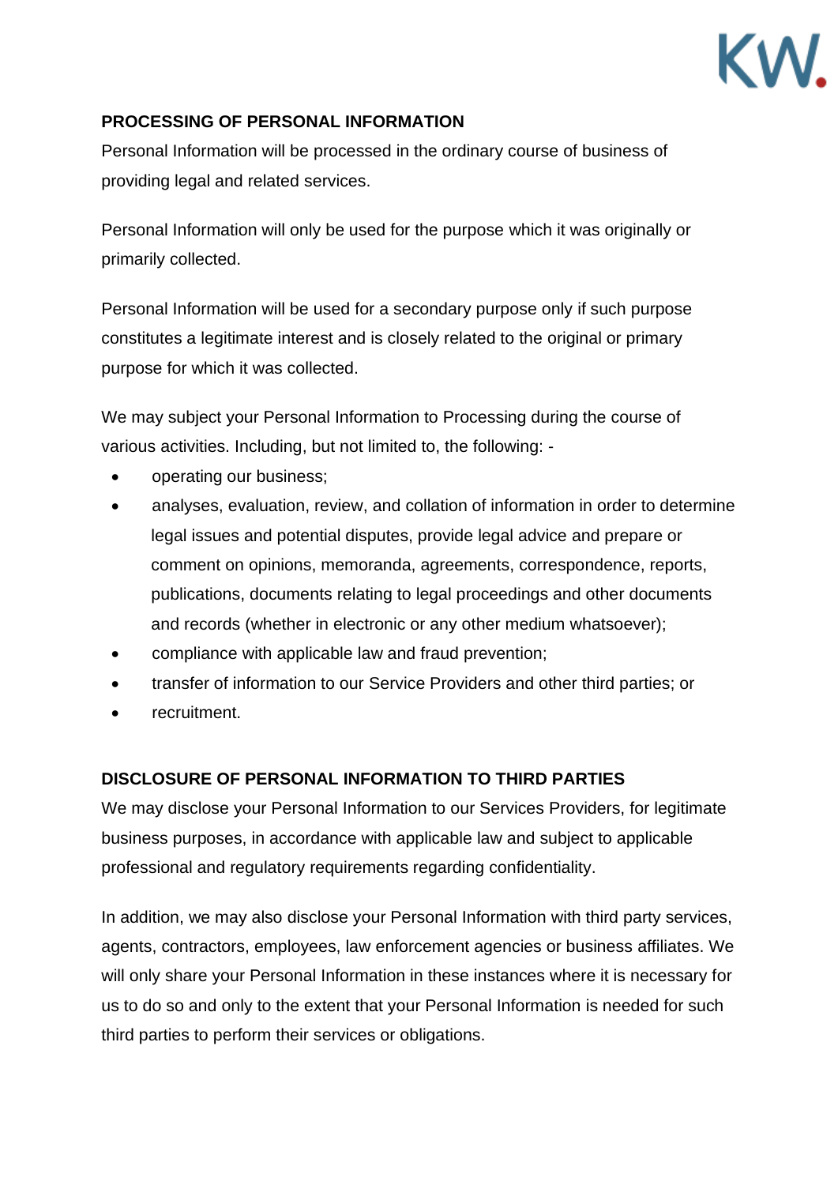## PROCESSING OF PERSONAL INFORMATION

Personal Information will be processed in the ordinary course of business of providing legal and related services.

Personal Information will only be used for the purpose which it was originally or primarily collected.

Personal Information will be used for a secondary purpose only if such purpose constitutes a legitimate interest and is closely related to the original or primary purpose for which it was collected.

We may subject your Personal Information to Processing during the course of various activities. Including, but not limited to, the following: -

- operating our business;
- analyses, evaluation, review, and collation of information in order to determine legal issues and potential disputes, provide legal advice and prepare or comment on opinions, memoranda, agreements, correspondence, reports, publications, documents relating to legal proceedings and other documents and records (whether in electronic or any other medium whatsoever);
- compliance with applicable law and fraud prevention;
- transfer of information to our Service Providers and other third parties; or
- recruitment.

## DISCLOSURE OF PERSONAL INFORMATION TO THIRD PARTIES

We may disclose your Personal Information to our Services Providers, for legitimate business purposes, in accordance with applicable law and subject to applicable professional and regulatory requirements regarding confidentiality.

In addition, we may also disclose your Personal Information with third party services, agents, contractors, employees, law enforcement agencies or business affiliates. We will only share your Personal Information in these instances where it is necessary for us to do so and only to the extent that your Personal Information is needed for such third parties to perform their services or obligations.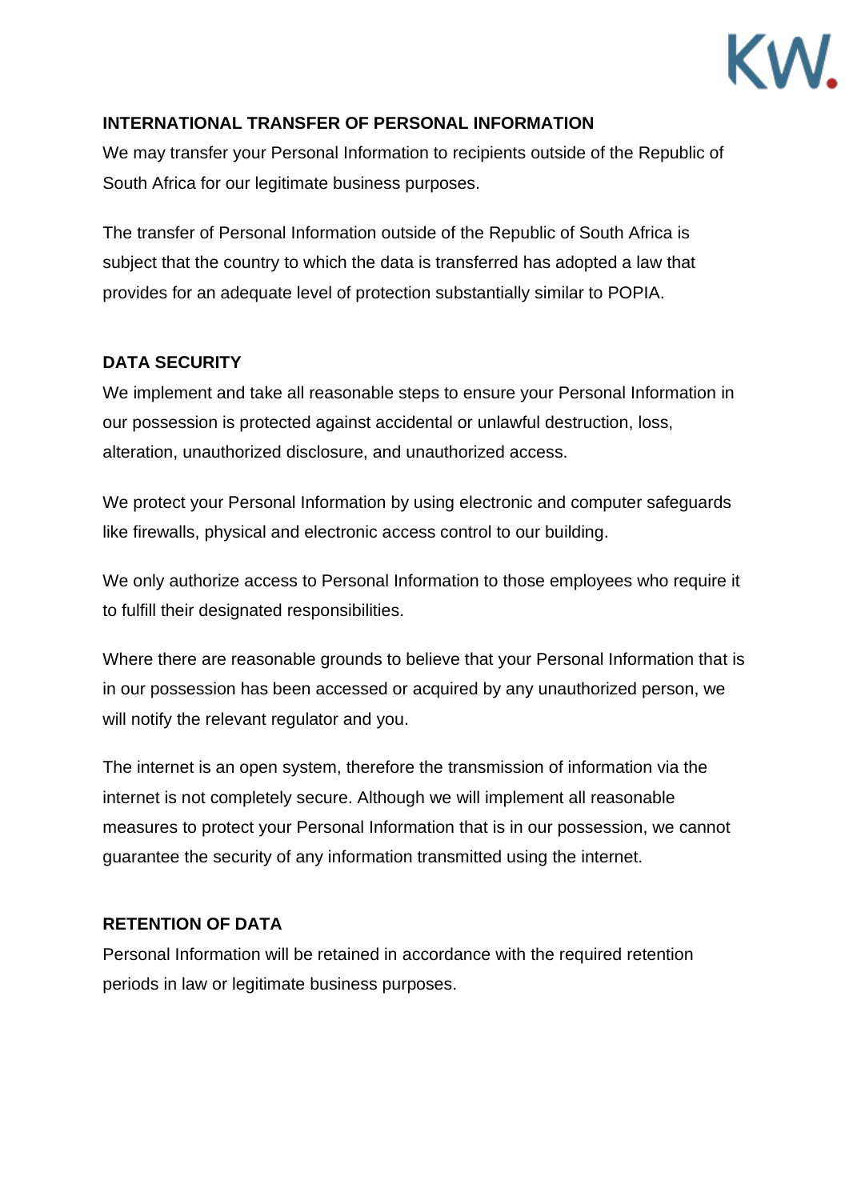## INTERNATIONAL TRANSFER OF PERSONAL INFORMATION

We may transfer your Personal Information to recipients outside of the Republic of South Africa for our legitimate business purposes.

The transfer of Personal Information outside of the Republic of South Africa is subject that the country to which the data is transferred has adopted a law that provides for an adequate level of protection substantially similar to POPIA.

## DATA SECURITY

We implement and take all reasonable steps to ensure your Personal Information in our possession is protected against accidental or unlawful destruction, loss, alteration, unauthorized disclosure, and unauthorized access.

We protect your Personal Information by using electronic and computer safeguards like firewalls, physical and electronic access control to our building.

We only authorize access to Personal Information to those employees who require it to fulfill their designated responsibilities.

Where there are reasonable grounds to believe that your Personal Information that is in our possession has been accessed or acquired by any unauthorized person, we will notify the relevant regulator and you.

The internet is an open system, therefore the transmission of information via the internet is not completely secure. Although we will implement all reasonable measures to protect your Personal Information that is in our possession, we cannot guarantee the security of any information transmitted using the internet.

## RETENTION OF DATA

Personal Information will be retained in accordance with the required retention periods in law or legitimate business purposes.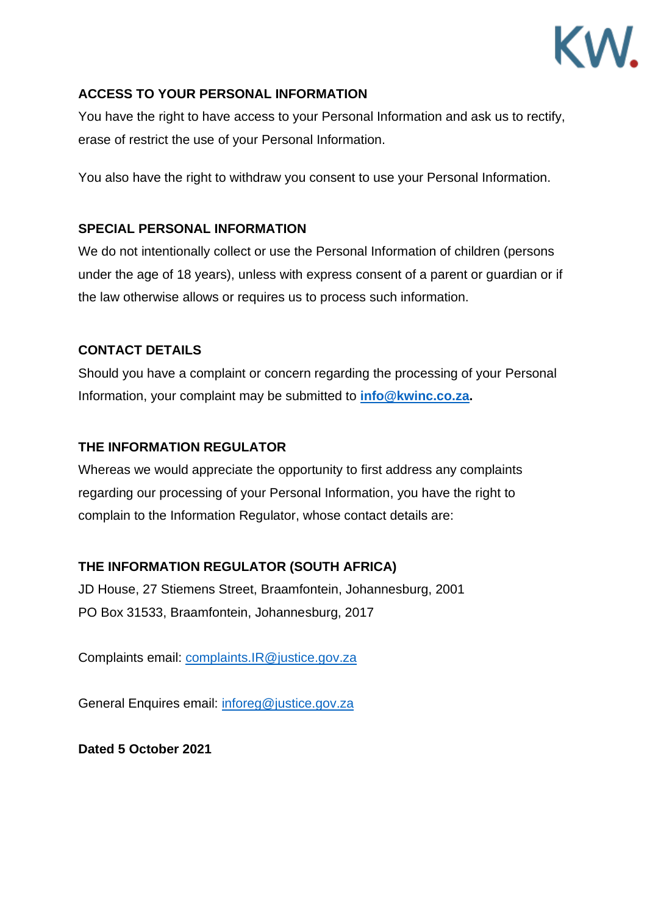## ACCESS TO YOUR PERSONAL INFORMATION

You have the right to have access to your Personal Information and ask us to rectify, erase of restrict the use of your Personal Information.

You also have the right to withdraw you consent to use your Personal Information.

## SPECIAL PERSONAL INFORMATION

We do not intentionally collect or use the Personal Information of children (persons under the age of 18 years), unless with express consent of a parent or guardian or if the law otherwise allows or requires us to process such information.

## CONTACT DETAILS

Should you have a complaint or concern regarding the processing of your Personal Information, your complaint may be submitted to **info@kwinc.co.za.**

## THE INFORMATION REGULATOR

Whereas we would appreciate the opportunity to first address any complaints regarding our processing of your Personal Information, you have the right to complain to the Information Regulator, whose contact details are:

## THE INFORMATION REGULATOR (SOUTH AFRICA)

JD House, 27 Stiemens Street, Braamfontein, Johannesburg, 2001
PO Box 31533, Braamfontein, Johannesburg, 2017

Complaints email: complaints.IR@justice.gov.za

General Enquires email: inforeg@justice.gov.za

**Dated 5 October 2021**